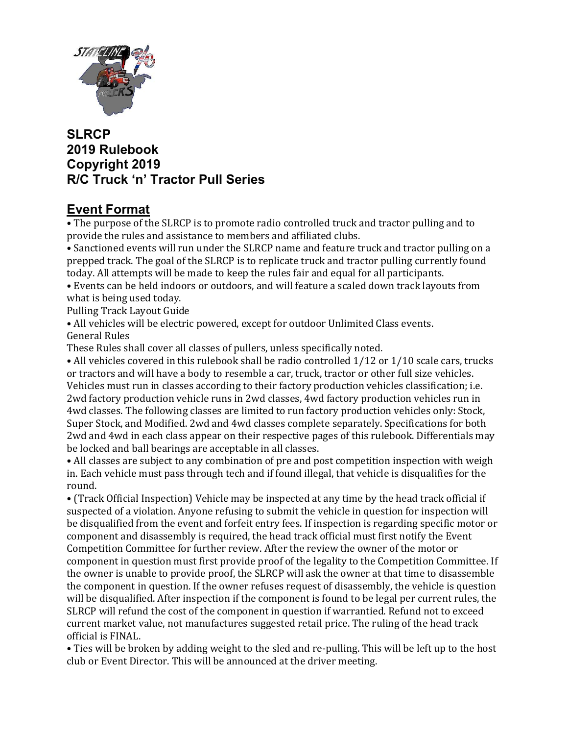**SLRCP**
**2019 Rulebook**
**Copyright 2019**
**R/C Truck 'n' Tractor Pull Series**

## Event Format

• The purpose of the SLRCP is to promote radio controlled truck and tractor pulling and to provide the rules and assistance to members and affiliated clubs.

• Sanctioned events will run under the SLRCP name and feature truck and tractor pulling on a prepped track. The goal of the SLRCP is to replicate truck and tractor pulling currently found today. All attempts will be made to keep the rules fair and equal for all participants.

• Events can be held indoors or outdoors, and will feature a scaled down track layouts from what is being used today.

Pulling Track Layout Guide

• All vehicles will be electric powered, except for outdoor Unlimited Class events.

General Rules

These Rules shall cover all classes of pullers, unless specifically noted.

• All vehicles covered in this rulebook shall be radio controlled 1/12 or 1/10 scale cars, trucks or tractors and will have a body to resemble a car, truck, tractor or other full size vehicles. Vehicles must run in classes according to their factory production vehicles classification; i.e. 2wd factory production vehicle runs in 2wd classes, 4wd factory production vehicles run in 4wd classes. The following classes are limited to run factory production vehicles only: Stock, Super Stock, and Modified. 2wd and 4wd classes complete separately. Specifications for both 2wd and 4wd in each class appear on their respective pages of this rulebook. Differentials may be locked and ball bearings are acceptable in all classes.

• All classes are subject to any combination of pre and post competition inspection with weigh in. Each vehicle must pass through tech and if found illegal, that vehicle is disqualifies for the round.

• (Track Official Inspection) Vehicle may be inspected at any time by the head track official if suspected of a violation. Anyone refusing to submit the vehicle in question for inspection will be disqualified from the event and forfeit entry fees. If inspection is regarding specific motor or component and disassembly is required, the head track official must first notify the Event Competition Committee for further review. After the review the owner of the motor or component in question must first provide proof of the legality to the Competition Committee. If the owner is unable to provide proof, the SLRCP will ask the owner at that time to disassemble the component in question. If the owner refuses request of disassembly, the vehicle is question will be disqualified. After inspection if the component is found to be legal per current rules, the SLRCP will refund the cost of the component in question if warrantied. Refund not to exceed current market value, not manufactures suggested retail price. The ruling of the head track official is FINAL.

• Ties will be broken by adding weight to the sled and re-pulling. This will be left up to the host club or Event Director. This will be announced at the driver meeting.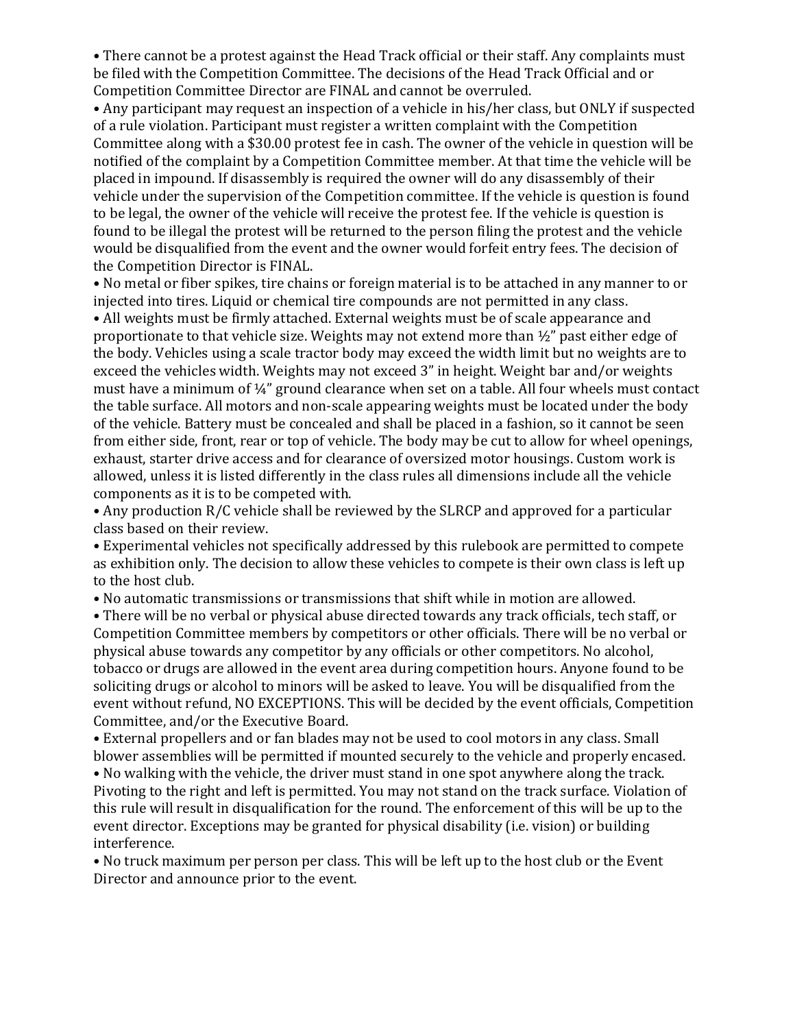- There cannot be a protest against the Head Track official or their staff. Any complaints must be filed with the Competition Committee. The decisions of the Head Track Official and or Competition Committee Director are FINAL and cannot be overruled.
- Any participant may request an inspection of a vehicle in his/her class, but ONLY if suspected of a rule violation. Participant must register a written complaint with the Competition Committee along with a $30.00 protest fee in cash. The owner of the vehicle in question will be notified of the complaint by a Competition Committee member. At that time the vehicle will be placed in impound. If disassembly is required the owner will do any disassembly of their vehicle under the supervision of the Competition committee. If the vehicle is question is found to be legal, the owner of the vehicle will receive the protest fee. If the vehicle is question is found to be illegal the protest will be returned to the person filing the protest and the vehicle would be disqualified from the event and the owner would forfeit entry fees. The decision of the Competition Director is FINAL.
- No metal or fiber spikes, tire chains or foreign material is to be attached in any manner to or injected into tires. Liquid or chemical tire compounds are not permitted in any class.
- All weights must be firmly attached. External weights must be of scale appearance and proportionate to that vehicle size. Weights may not extend more than ½" past either edge of the body. Vehicles using a scale tractor body may exceed the width limit but no weights are to exceed the vehicles width. Weights may not exceed 3" in height. Weight bar and/or weights must have a minimum of ¼" ground clearance when set on a table. All four wheels must contact the table surface. All motors and non-scale appearing weights must be located under the body of the vehicle. Battery must be concealed and shall be placed in a fashion, so it cannot be seen from either side, front, rear or top of vehicle. The body may be cut to allow for wheel openings, exhaust, starter drive access and for clearance of oversized motor housings. Custom work is allowed, unless it is listed differently in the class rules all dimensions include all the vehicle components as it is to be competed with.
- Any production R/C vehicle shall be reviewed by the SLRCP and approved for a particular class based on their review.
- Experimental vehicles not specifically addressed by this rulebook are permitted to compete as exhibition only. The decision to allow these vehicles to compete is their own class is left up to the host club.
- No automatic transmissions or transmissions that shift while in motion are allowed.
- There will be no verbal or physical abuse directed towards any track officials, tech staff, or Competition Committee members by competitors or other officials. There will be no verbal or physical abuse towards any competitor by any officials or other competitors. No alcohol, tobacco or drugs are allowed in the event area during competition hours. Anyone found to be soliciting drugs or alcohol to minors will be asked to leave. You will be disqualified from the event without refund, NO EXCEPTIONS. This will be decided by the event officials, Competition Committee, and/or the Executive Board.
- External propellers and or fan blades may not be used to cool motors in any class. Small blower assemblies will be permitted if mounted securely to the vehicle and properly encased.
- No walking with the vehicle, the driver must stand in one spot anywhere along the track. Pivoting to the right and left is permitted. You may not stand on the track surface. Violation of this rule will result in disqualification for the round. The enforcement of this will be up to the event director. Exceptions may be granted for physical disability (i.e. vision) or building interference.
- No truck maximum per person per class. This will be left up to the host club or the Event Director and announce prior to the event.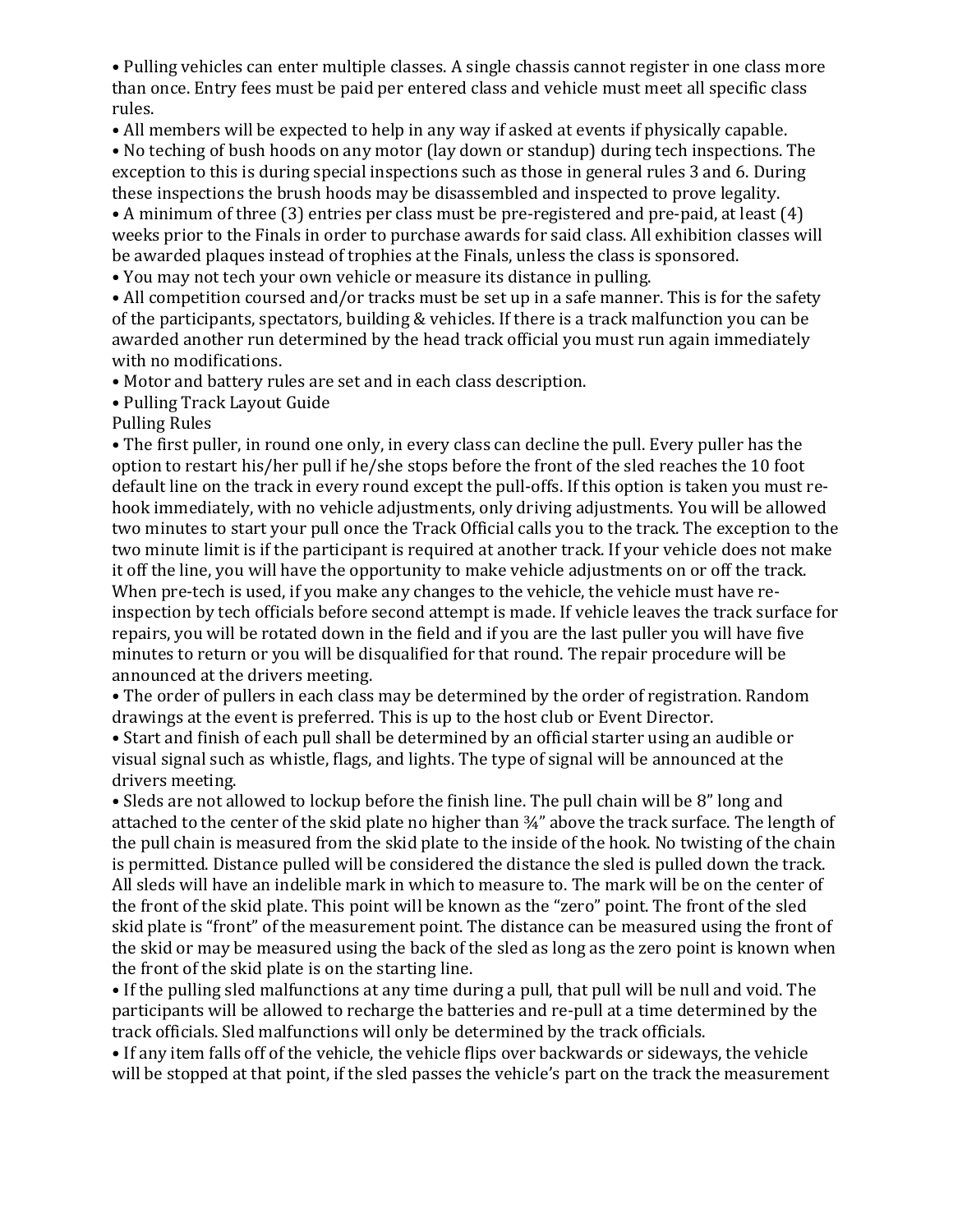- Pulling vehicles can enter multiple classes. A single chassis cannot register in one class more than once. Entry fees must be paid per entered class and vehicle must meet all specific class rules.
- All members will be expected to help in any way if asked at events if physically capable.
- No teching of bush hoods on any motor (lay down or standup) during tech inspections. The exception to this is during special inspections such as those in general rules 3 and 6. During these inspections the brush hoods may be disassembled and inspected to prove legality.
- A minimum of three (3) entries per class must be pre-registered and pre-paid, at least (4) weeks prior to the Finals in order to purchase awards for said class. All exhibition classes will be awarded plaques instead of trophies at the Finals, unless the class is sponsored.
- You may not tech your own vehicle or measure its distance in pulling.
- All competition coursed and/or tracks must be set up in a safe manner. This is for the safety of the participants, spectators, building & vehicles. If there is a track malfunction you can be awarded another run determined by the head track official you must run again immediately with no modifications.
- Motor and battery rules are set and in each class description.
- Pulling Track Layout Guide

Pulling Rules

- The first puller, in round one only, in every class can decline the pull. Every puller has the option to restart his/her pull if he/she stops before the front of the sled reaches the 10 foot default line on the track in every round except the pull-offs. If this option is taken you must re-hook immediately, with no vehicle adjustments, only driving adjustments. You will be allowed two minutes to start your pull once the Track Official calls you to the track. The exception to the two minute limit is if the participant is required at another track. If your vehicle does not make it off the line, you will have the opportunity to make vehicle adjustments on or off the track. When pre-tech is used, if you make any changes to the vehicle, the vehicle must have re-inspection by tech officials before second attempt is made. If vehicle leaves the track surface for repairs, you will be rotated down in the field and if you are the last puller you will have five minutes to return or you will be disqualified for that round. The repair procedure will be announced at the drivers meeting.
- The order of pullers in each class may be determined by the order of registration. Random drawings at the event is preferred. This is up to the host club or Event Director.
- Start and finish of each pull shall be determined by an official starter using an audible or visual signal such as whistle, flags, and lights. The type of signal will be announced at the drivers meeting.
- Sleds are not allowed to lockup before the finish line. The pull chain will be 8" long and attached to the center of the skid plate no higher than ¾" above the track surface. The length of the pull chain is measured from the skid plate to the inside of the hook. No twisting of the chain is permitted. Distance pulled will be considered the distance the sled is pulled down the track. All sleds will have an indelible mark in which to measure to. The mark will be on the center of the front of the skid plate. This point will be known as the "zero" point. The front of the sled skid plate is "front" of the measurement point. The distance can be measured using the front of the skid or may be measured using the back of the sled as long as the zero point is known when the front of the skid plate is on the starting line.
- If the pulling sled malfunctions at any time during a pull, that pull will be null and void. The participants will be allowed to recharge the batteries and re-pull at a time determined by the track officials. Sled malfunctions will only be determined by the track officials.
- If any item falls off of the vehicle, the vehicle flips over backwards or sideways, the vehicle will be stopped at that point, if the sled passes the vehicle's part on the track the measurement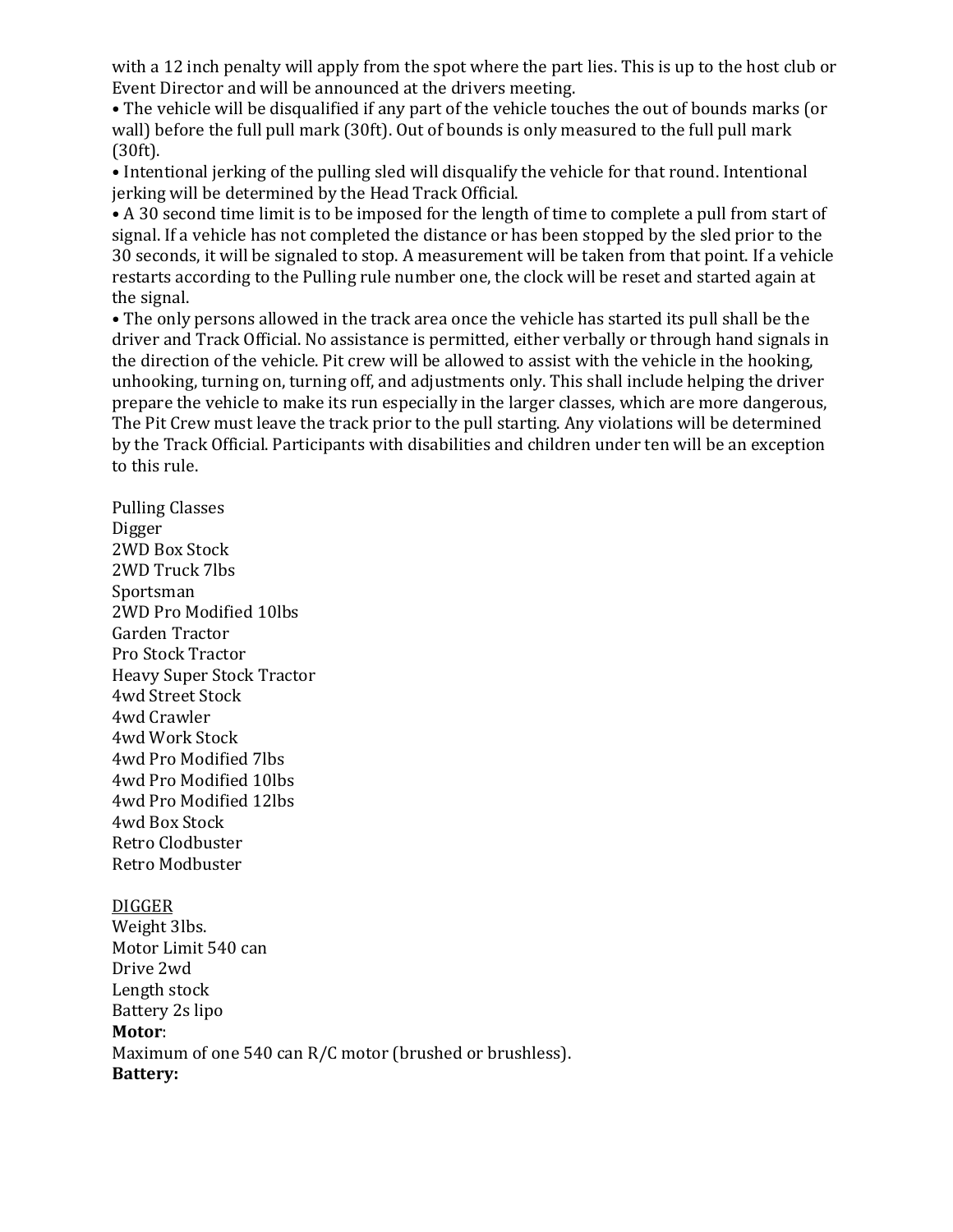with a 12 inch penalty will apply from the spot where the part lies. This is up to the host club or Event Director and will be announced at the drivers meeting.

- The vehicle will be disqualified if any part of the vehicle touches the out of bounds marks (or wall) before the full pull mark (30ft). Out of bounds is only measured to the full pull mark (30ft).
- Intentional jerking of the pulling sled will disqualify the vehicle for that round. Intentional jerking will be determined by the Head Track Official.
- A 30 second time limit is to be imposed for the length of time to complete a pull from start of signal. If a vehicle has not completed the distance or has been stopped by the sled prior to the 30 seconds, it will be signaled to stop. A measurement will be taken from that point. If a vehicle restarts according to the Pulling rule number one, the clock will be reset and started again at the signal.
- The only persons allowed in the track area once the vehicle has started its pull shall be the driver and Track Official. No assistance is permitted, either verbally or through hand signals in the direction of the vehicle. Pit crew will be allowed to assist with the vehicle in the hooking, unhooking, turning on, turning off, and adjustments only. This shall include helping the driver prepare the vehicle to make its run especially in the larger classes, which are more dangerous, The Pit Crew must leave the track prior to the pull starting. Any violations will be determined by the Track Official. Participants with disabilities and children under ten will be an exception to this rule.

Pulling Classes
Digger
2WD Box Stock
2WD Truck 7lbs
Sportsman
2WD Pro Modified 10lbs
Garden Tractor
Pro Stock Tractor
Heavy Super Stock Tractor
4wd Street Stock
4wd Crawler
4wd Work Stock
4wd Pro Modified 7lbs
4wd Pro Modified 10lbs
4wd Pro Modified 12lbs
4wd Box Stock
Retro Clodbuster
Retro Modbuster

DIGGER
Weight 3lbs.
Motor Limit 540 can
Drive 2wd
Length stock
Battery 2s lipo
**Motor**:
Maximum of one 540 can R/C motor (brushed or brushless).
**Battery:**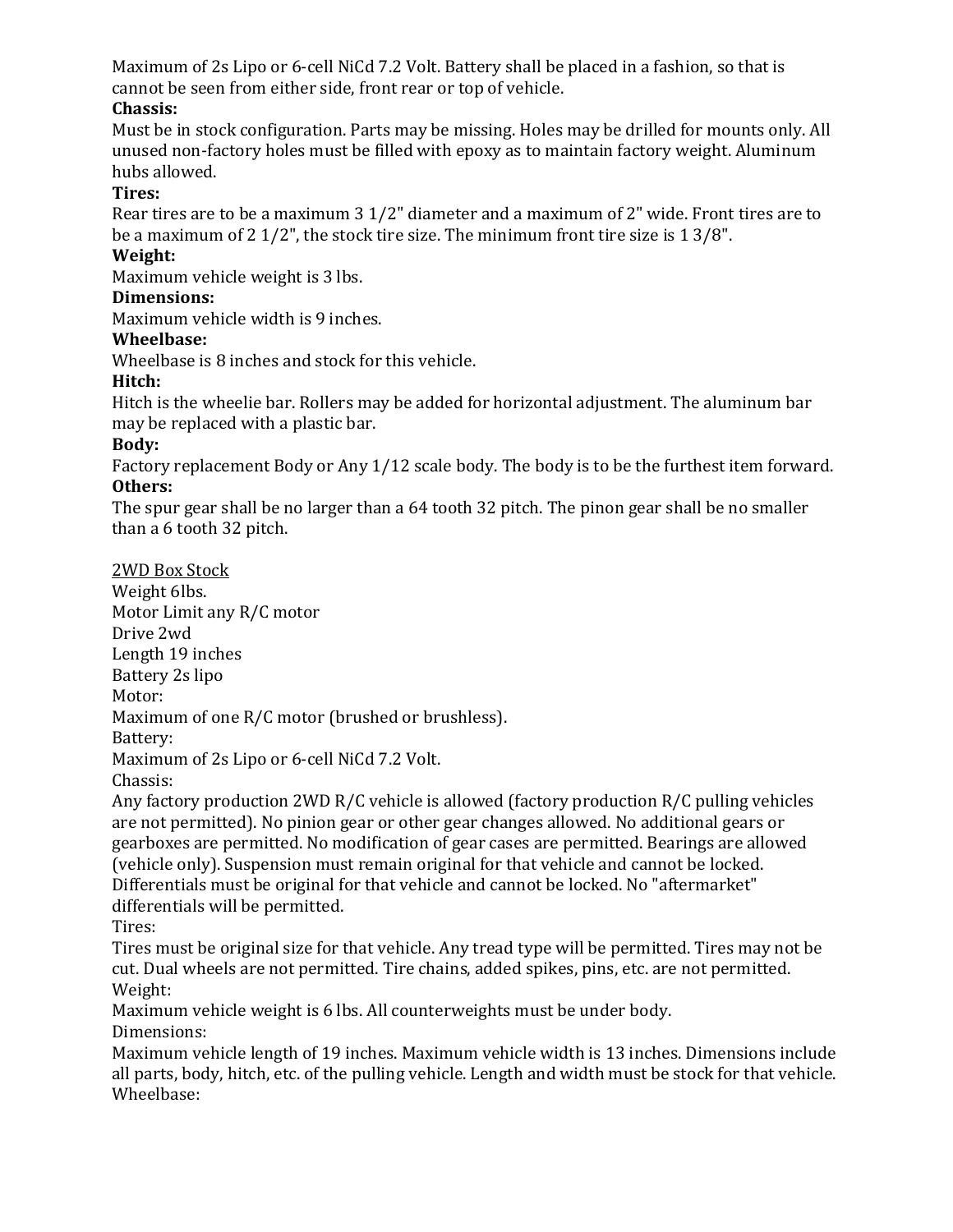Maximum of 2s Lipo or 6-cell NiCd 7.2 Volt. Battery shall be placed in a fashion, so that is cannot be seen from either side, front rear or top of vehicle.

**Chassis:**

Must be in stock configuration. Parts may be missing. Holes may be drilled for mounts only. All unused non-factory holes must be filled with epoxy as to maintain factory weight. Aluminum hubs allowed.

**Tires:**

Rear tires are to be a maximum 3 1/2" diameter and a maximum of 2" wide. Front tires are to be a maximum of 2 1/2", the stock tire size. The minimum front tire size is 1 3/8".

**Weight:**

Maximum vehicle weight is 3 lbs.

**Dimensions:**

Maximum vehicle width is 9 inches.

**Wheelbase:**

Wheelbase is 8 inches and stock for this vehicle.

**Hitch:**

Hitch is the wheelie bar. Rollers may be added for horizontal adjustment. The aluminum bar may be replaced with a plastic bar.

**Body:**

Factory replacement Body or Any 1/12 scale body. The body is to be the furthest item forward.

**Others:**

The spur gear shall be no larger than a 64 tooth 32 pitch. The pinon gear shall be no smaller than a 6 tooth 32 pitch.

<u>2WD Box Stock</u>

Weight 6lbs.
Motor Limit any R/C motor
Drive 2wd
Length 19 inches
Battery 2s lipo

Motor:

Maximum of one R/C motor (brushed or brushless).

Battery:

Maximum of 2s Lipo or 6-cell NiCd 7.2 Volt.

Chassis:

Any factory production 2WD R/C vehicle is allowed (factory production R/C pulling vehicles are not permitted). No pinion gear or other gear changes allowed. No additional gears or gearboxes are permitted. No modification of gear cases are permitted. Bearings are allowed (vehicle only). Suspension must remain original for that vehicle and cannot be locked. Differentials must be original for that vehicle and cannot be locked. No "aftermarket" differentials will be permitted.

Tires:

Tires must be original size for that vehicle. Any tread type will be permitted. Tires may not be cut. Dual wheels are not permitted. Tire chains, added spikes, pins, etc. are not permitted.

Weight:

Maximum vehicle weight is 6 lbs. All counterweights must be under body.

Dimensions:

Maximum vehicle length of 19 inches. Maximum vehicle width is 13 inches. Dimensions include all parts, body, hitch, etc. of the pulling vehicle. Length and width must be stock for that vehicle.

Wheelbase: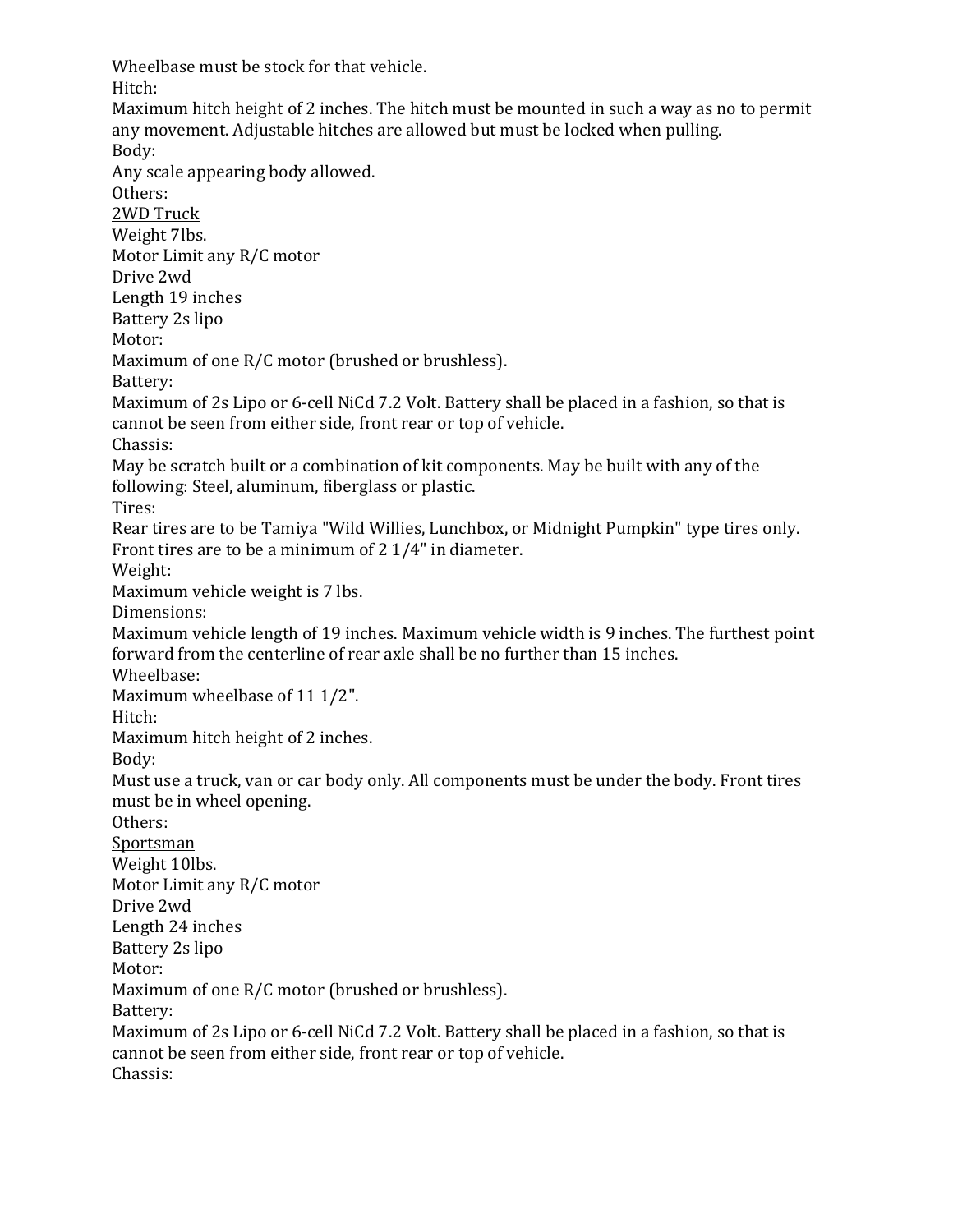Wheelbase must be stock for that vehicle.

Hitch:

Maximum hitch height of 2 inches. The hitch must be mounted in such a way as no to permit any movement. Adjustable hitches are allowed but must be locked when pulling.

Body:

Any scale appearing body allowed.

Others:

<u>2WD Truck</u>

Weight 7lbs.

Motor Limit any R/C motor

Drive 2wd

Length 19 inches

Battery 2s lipo

Motor:

Maximum of one R/C motor (brushed or brushless).

Battery:

Maximum of 2s Lipo or 6-cell NiCd 7.2 Volt. Battery shall be placed in a fashion, so that is cannot be seen from either side, front rear or top of vehicle.

Chassis:

May be scratch built or a combination of kit components. May be built with any of the following: Steel, aluminum, fiberglass or plastic.

Tires:

Rear tires are to be Tamiya "Wild Willies, Lunchbox, or Midnight Pumpkin" type tires only. Front tires are to be a minimum of 2 1/4" in diameter.

Weight:

Maximum vehicle weight is 7 lbs.

Dimensions:

Maximum vehicle length of 19 inches. Maximum vehicle width is 9 inches. The furthest point forward from the centerline of rear axle shall be no further than 15 inches.

Wheelbase:

Maximum wheelbase of 11 1/2".

Hitch:

Maximum hitch height of 2 inches.

Body:

Must use a truck, van or car body only. All components must be under the body. Front tires must be in wheel opening.

Others:

<u>Sportsman</u>

Weight 10lbs.

Motor Limit any R/C motor

Drive 2wd

Length 24 inches

Battery 2s lipo

Motor:

Maximum of one R/C motor (brushed or brushless).

Battery:

Maximum of 2s Lipo or 6-cell NiCd 7.2 Volt. Battery shall be placed in a fashion, so that is cannot be seen from either side, front rear or top of vehicle.

Chassis: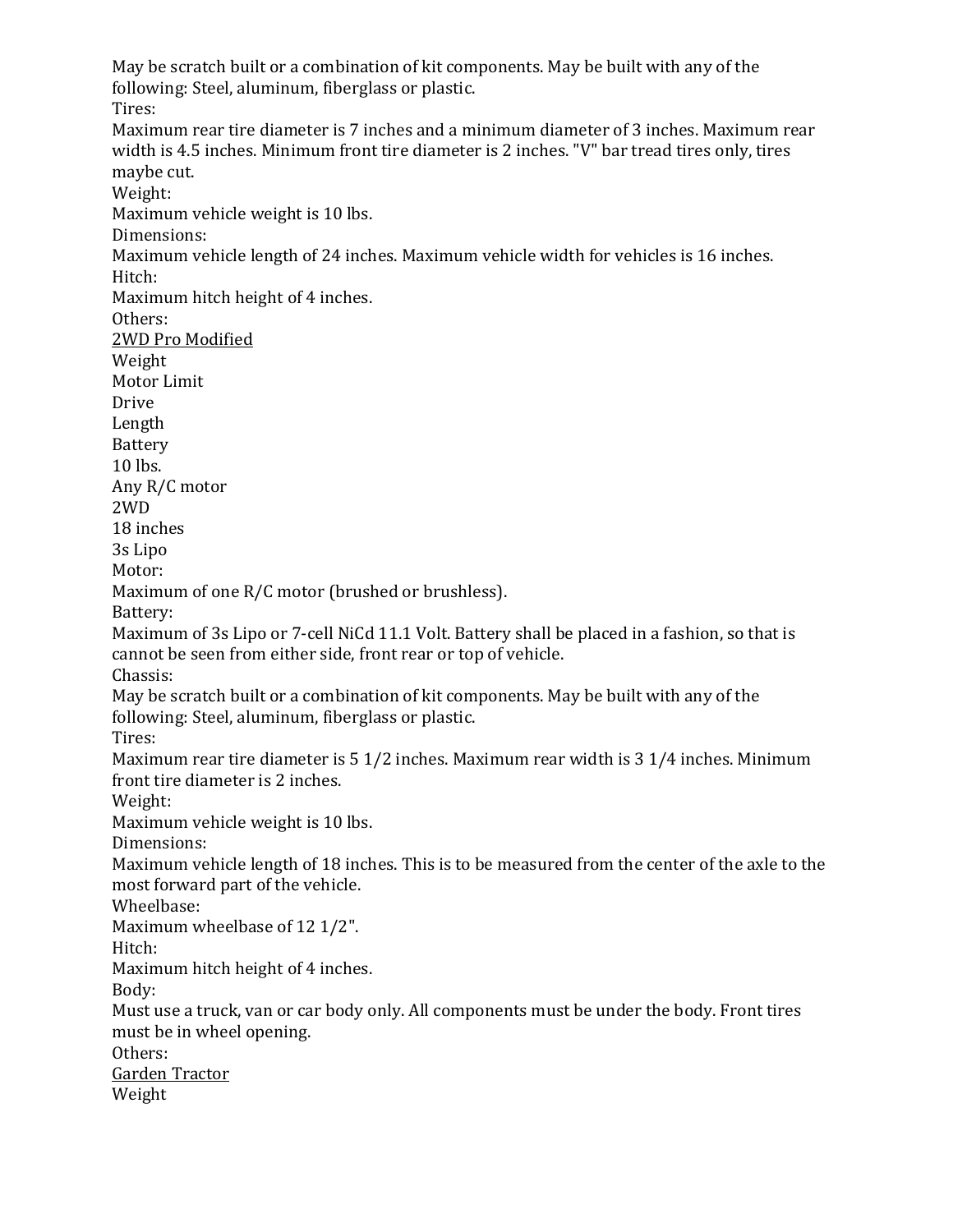May be scratch built or a combination of kit components. May be built with any of the following: Steel, aluminum, fiberglass or plastic.

Tires:

Maximum rear tire diameter is 7 inches and a minimum diameter of 3 inches. Maximum rear width is 4.5 inches. Minimum front tire diameter is 2 inches. "V" bar tread tires only, tires maybe cut.

Weight:

Maximum vehicle weight is 10 lbs.

Dimensions:

Maximum vehicle length of 24 inches. Maximum vehicle width for vehicles is 16 inches.

Hitch:

Maximum hitch height of 4 inches.

Others:

<u>2WD Pro Modified</u>

| Weight | Motor Limit | Drive | Length | Battery |
|---|---|---|---|---|
| 10 lbs. | Any R/C motor | 2WD | 18 inches | 3s Lipo |

Motor:

Maximum of one R/C motor (brushed or brushless).

Battery:

Maximum of 3s Lipo or 7-cell NiCd 11.1 Volt. Battery shall be placed in a fashion, so that is cannot be seen from either side, front rear or top of vehicle.

Chassis:

May be scratch built or a combination of kit components. May be built with any of the following: Steel, aluminum, fiberglass or plastic.

Tires:

Maximum rear tire diameter is 5 1/2 inches. Maximum rear width is 3 1/4 inches. Minimum front tire diameter is 2 inches.

Weight:

Maximum vehicle weight is 10 lbs.

Dimensions:

Maximum vehicle length of 18 inches. This is to be measured from the center of the axle to the most forward part of the vehicle.

Wheelbase:

Maximum wheelbase of 12 1/2".

Hitch:

Maximum hitch height of 4 inches.

Body:

Must use a truck, van or car body only. All components must be under the body. Front tires must be in wheel opening.

Others:

<u>Garden Tractor</u>

Weight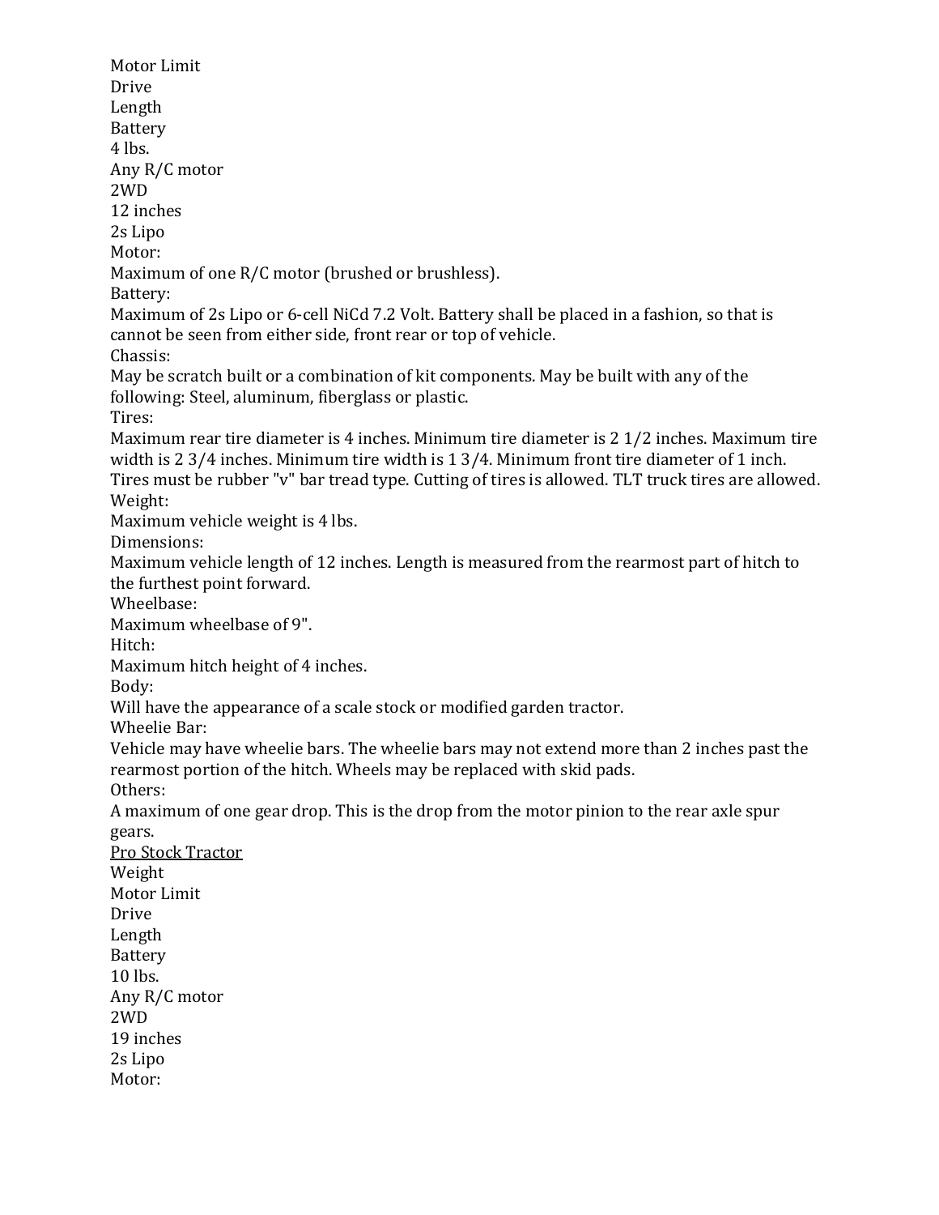Motor Limit
Drive
Length
Battery
4 lbs.
Any R/C motor
2WD
12 inches
2s Lipo

Motor:
Maximum of one R/C motor (brushed or brushless).

Battery:
Maximum of 2s Lipo or 6-cell NiCd 7.2 Volt. Battery shall be placed in a fashion, so that is cannot be seen from either side, front rear or top of vehicle.

Chassis:
May be scratch built or a combination of kit components. May be built with any of the following: Steel, aluminum, fiberglass or plastic.

Tires:
Maximum rear tire diameter is 4 inches. Minimum tire diameter is 2 1/2 inches. Maximum tire width is 2 3/4 inches. Minimum tire width is 1 3/4. Minimum front tire diameter of 1 inch. Tires must be rubber "v" bar tread type. Cutting of tires is allowed. TLT truck tires are allowed.

Weight:
Maximum vehicle weight is 4 lbs.

Dimensions:
Maximum vehicle length of 12 inches. Length is measured from the rearmost part of hitch to the furthest point forward.

Wheelbase:
Maximum wheelbase of 9".

Hitch:
Maximum hitch height of 4 inches.

Body:
Will have the appearance of a scale stock or modified garden tractor.

Wheelie Bar:
Vehicle may have wheelie bars. The wheelie bars may not extend more than 2 inches past the rearmost portion of the hitch. Wheels may be replaced with skid pads.

Others:
A maximum of one gear drop. This is the drop from the motor pinion to the rear axle spur gears.

<u>Pro Stock Tractor</u>

Weight
Motor Limit
Drive
Length
Battery
10 lbs.
Any R/C motor
2WD
19 inches
2s Lipo

Motor: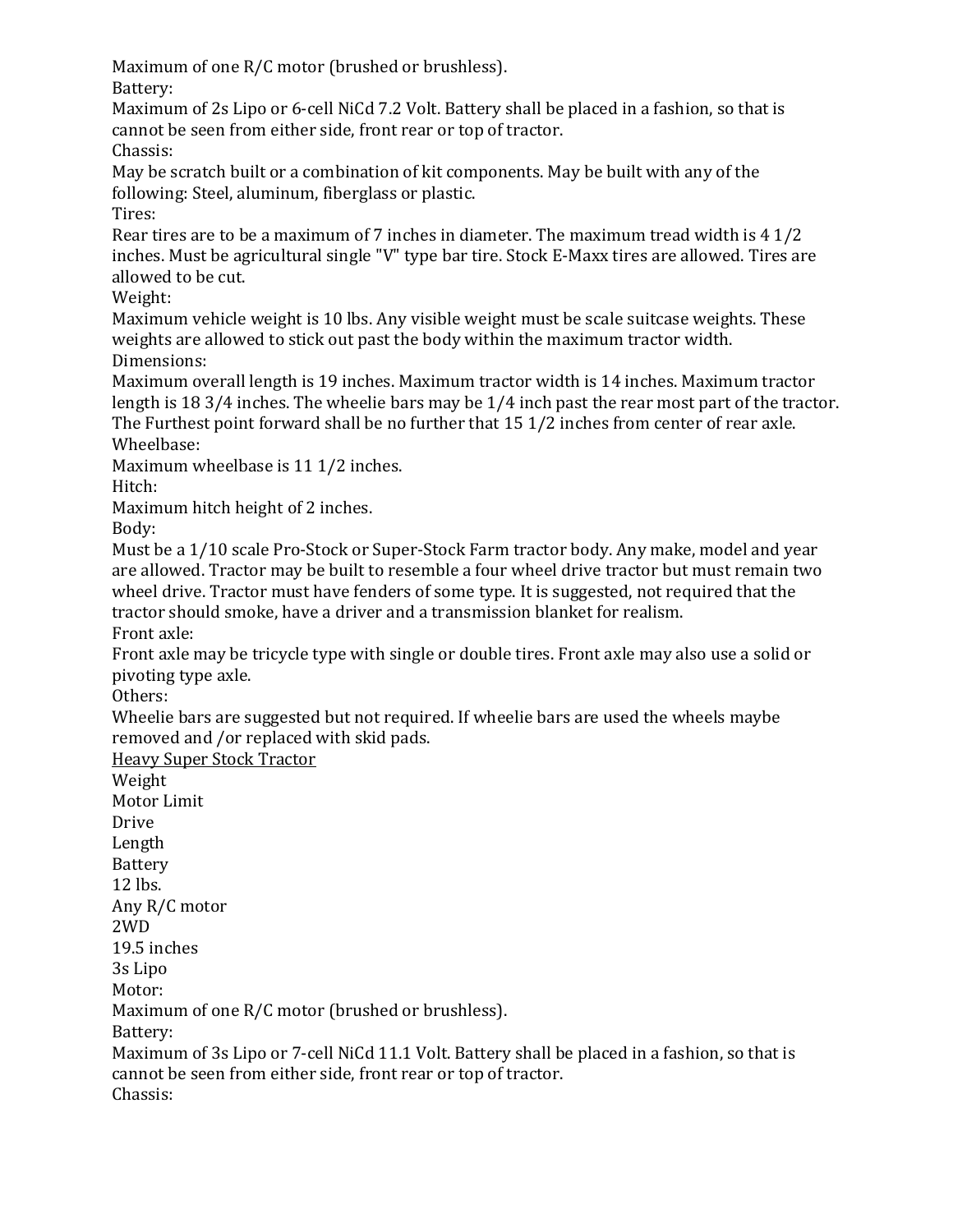Maximum of one R/C motor (brushed or brushless).

Battery:

Maximum of 2s Lipo or 6-cell NiCd 7.2 Volt. Battery shall be placed in a fashion, so that is cannot be seen from either side, front rear or top of tractor.

Chassis:

May be scratch built or a combination of kit components. May be built with any of the following: Steel, aluminum, fiberglass or plastic.

Tires:

Rear tires are to be a maximum of 7 inches in diameter. The maximum tread width is 4 1/2 inches. Must be agricultural single "V" type bar tire. Stock E-Maxx tires are allowed. Tires are allowed to be cut.

Weight:

Maximum vehicle weight is 10 lbs. Any visible weight must be scale suitcase weights. These weights are allowed to stick out past the body within the maximum tractor width.

Dimensions:

Maximum overall length is 19 inches. Maximum tractor width is 14 inches. Maximum tractor length is 18 3/4 inches. The wheelie bars may be 1/4 inch past the rear most part of the tractor. The Furthest point forward shall be no further that 15 1/2 inches from center of rear axle.

Wheelbase:

Maximum wheelbase is 11 1/2 inches.

Hitch:

Maximum hitch height of 2 inches.

Body:

Must be a 1/10 scale Pro-Stock or Super-Stock Farm tractor body. Any make, model and year are allowed. Tractor may be built to resemble a four wheel drive tractor but must remain two wheel drive. Tractor must have fenders of some type. It is suggested, not required that the tractor should smoke, have a driver and a transmission blanket for realism.

Front axle:

Front axle may be tricycle type with single or double tires. Front axle may also use a solid or pivoting type axle.

Others:

Wheelie bars are suggested but not required. If wheelie bars are used the wheels maybe removed and /or replaced with skid pads.

<u>Heavy Super Stock Tractor</u>

| Weight | Motor Limit | Drive | Length | Battery |
| --- | --- | --- | --- | --- |
| 12 lbs. | Any R/C motor | 2WD | 19.5 inches | 3s Lipo |

Motor:

Maximum of one R/C motor (brushed or brushless).

Battery:

Maximum of 3s Lipo or 7-cell NiCd 11.1 Volt. Battery shall be placed in a fashion, so that is cannot be seen from either side, front rear or top of tractor.

Chassis: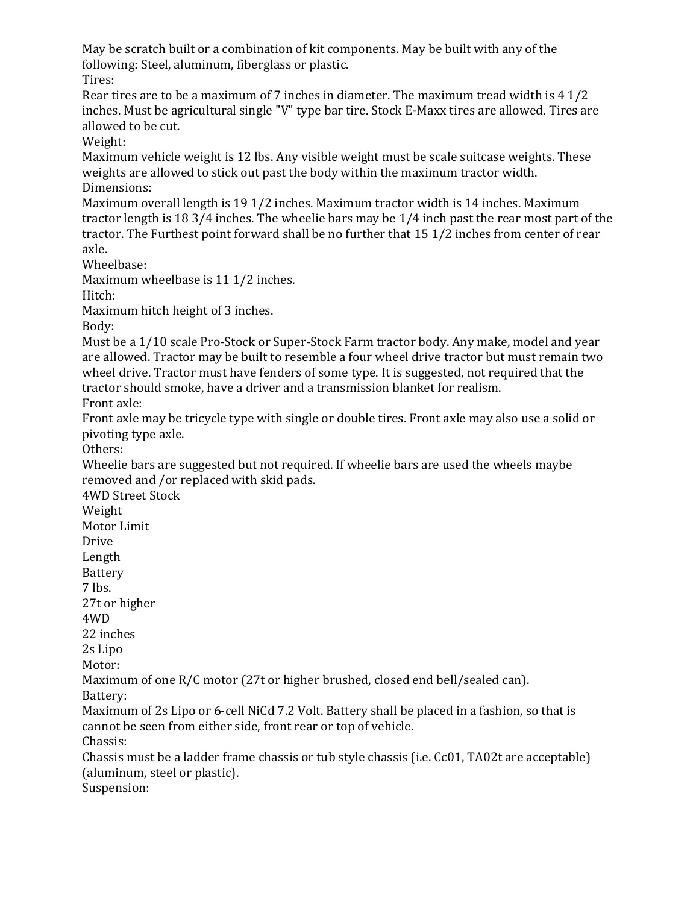May be scratch built or a combination of kit components. May be built with any of the following: Steel, aluminum, fiberglass or plastic.

Tires:

Rear tires are to be a maximum of 7 inches in diameter. The maximum tread width is 4 1/2 inches. Must be agricultural single "V" type bar tire. Stock E-Maxx tires are allowed. Tires are allowed to be cut.

Weight:

Maximum vehicle weight is 12 lbs. Any visible weight must be scale suitcase weights. These weights are allowed to stick out past the body within the maximum tractor width.

Dimensions:

Maximum overall length is 19 1/2 inches. Maximum tractor width is 14 inches. Maximum tractor length is 18 3/4 inches. The wheelie bars may be 1/4 inch past the rear most part of the tractor. The Furthest point forward shall be no further that 15 1/2 inches from center of rear axle.

Wheelbase:

Maximum wheelbase is 11 1/2 inches.

Hitch:

Maximum hitch height of 3 inches.

Body:

Must be a 1/10 scale Pro-Stock or Super-Stock Farm tractor body. Any make, model and year are allowed. Tractor may be built to resemble a four wheel drive tractor but must remain two wheel drive. Tractor must have fenders of some type. It is suggested, not required that the tractor should smoke, have a driver and a transmission blanket for realism.

Front axle:

Front axle may be tricycle type with single or double tires. Front axle may also use a solid or pivoting type axle.

Others:

Wheelie bars are suggested but not required. If wheelie bars are used the wheels maybe removed and /or replaced with skid pads.

<u>4WD Street Stock</u>

| Weight | Motor Limit | Drive | Length | Battery |
|---|---|---|---|---|
| 7 lbs. | 27t or higher | 4WD | 22 inches | 2s Lipo |

Motor:

Maximum of one R/C motor (27t or higher brushed, closed end bell/sealed can).

Battery:

Maximum of 2s Lipo or 6-cell NiCd 7.2 Volt. Battery shall be placed in a fashion, so that is cannot be seen from either side, front rear or top of vehicle.

Chassis:

Chassis must be a ladder frame chassis or tub style chassis (i.e. Cc01, TA02t are acceptable) (aluminum, steel or plastic).

Suspension: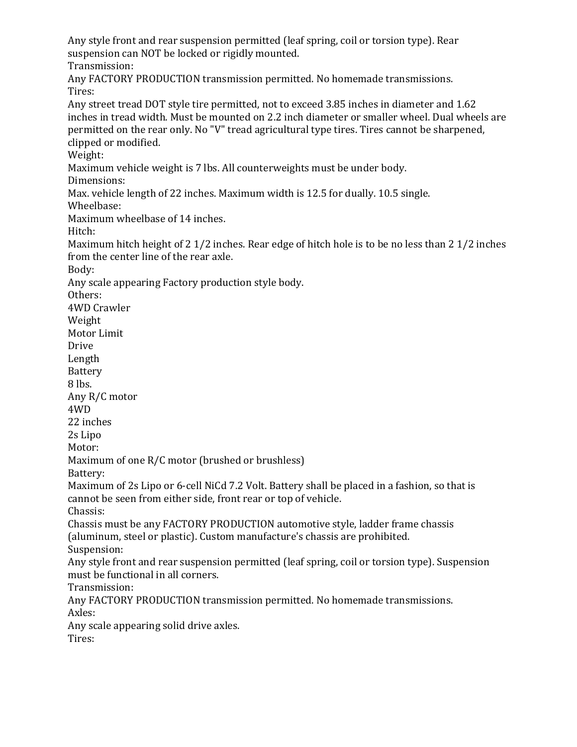Any style front and rear suspension permitted (leaf spring, coil or torsion type). Rear suspension can NOT be locked or rigidly mounted.

Transmission:

Any FACTORY PRODUCTION transmission permitted. No homemade transmissions.

Tires:

Any street tread DOT style tire permitted, not to exceed 3.85 inches in diameter and 1.62 inches in tread width. Must be mounted on 2.2 inch diameter or smaller wheel. Dual wheels are permitted on the rear only. No "V" tread agricultural type tires. Tires cannot be sharpened, clipped or modified.

Weight:

Maximum vehicle weight is 7 lbs. All counterweights must be under body.

Dimensions:

Max. vehicle length of 22 inches. Maximum width is 12.5 for dually. 10.5 single.

Wheelbase:

Maximum wheelbase of 14 inches.

Hitch:

Maximum hitch height of 2 1/2 inches. Rear edge of hitch hole is to be no less than 2 1/2 inches from the center line of the rear axle.

Body:

Any scale appearing Factory production style body.

Others:

4WD Crawler

| Weight | Motor Limit | Drive | Length | Battery |
| --- | --- | --- | --- | --- |
| 8 lbs. | Any R/C motor | 4WD | 22 inches | 2s Lipo |

Motor:

Maximum of one R/C motor (brushed or brushless)

Battery:

Maximum of 2s Lipo or 6-cell NiCd 7.2 Volt. Battery shall be placed in a fashion, so that is cannot be seen from either side, front rear or top of vehicle.

Chassis:

Chassis must be any FACTORY PRODUCTION automotive style, ladder frame chassis (aluminum, steel or plastic). Custom manufacture's chassis are prohibited.

Suspension:

Any style front and rear suspension permitted (leaf spring, coil or torsion type). Suspension must be functional in all corners.

Transmission:

Any FACTORY PRODUCTION transmission permitted. No homemade transmissions.

Axles:

Any scale appearing solid drive axles.

Tires: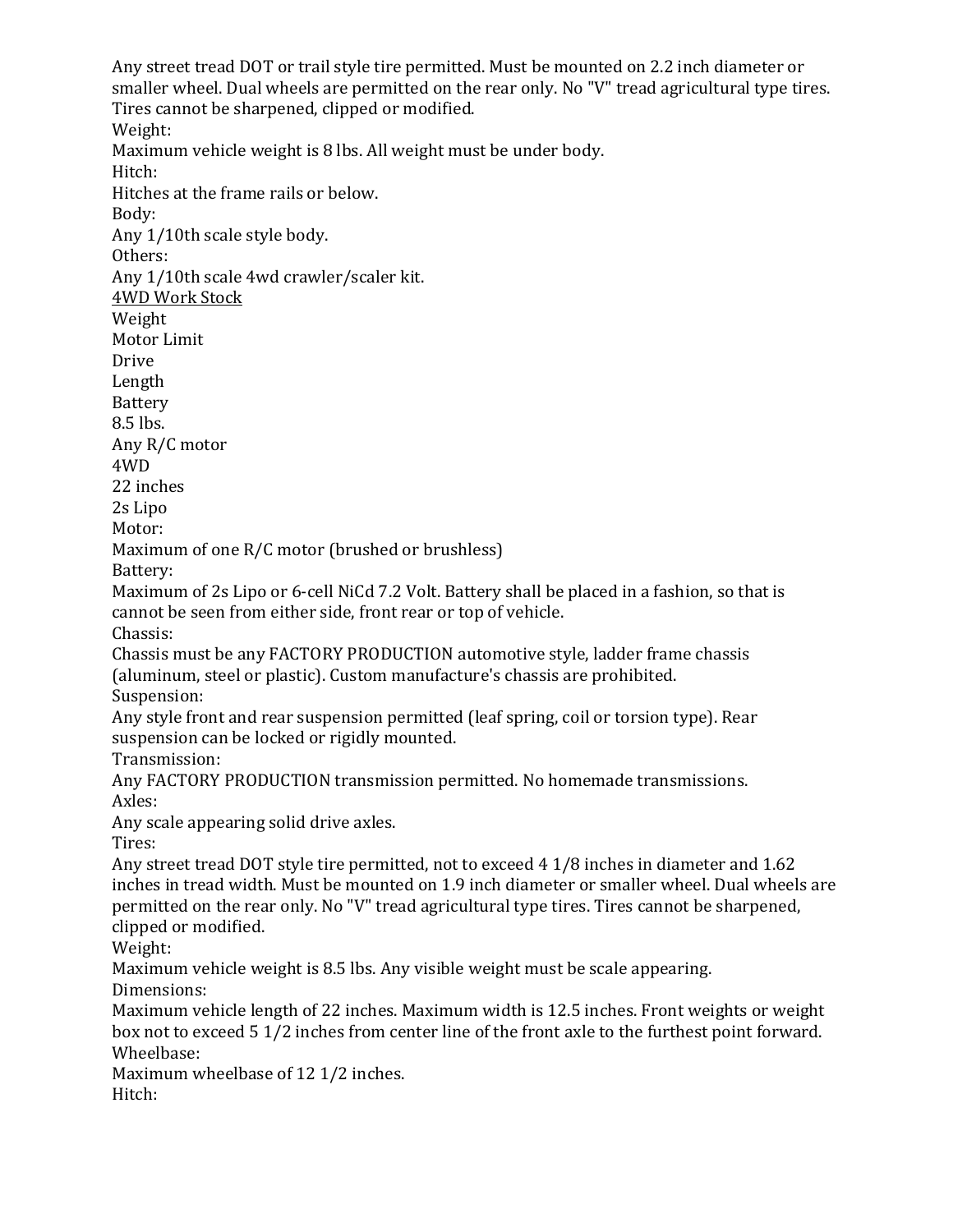Any street tread DOT or trail style tire permitted. Must be mounted on 2.2 inch diameter or smaller wheel. Dual wheels are permitted on the rear only. No "V" tread agricultural type tires. Tires cannot be sharpened, clipped or modified.

Weight:

Maximum vehicle weight is 8 lbs. All weight must be under body.

Hitch:

Hitches at the frame rails or below.

Body:

Any 1/10th scale style body.

Others:

Any 1/10th scale 4wd crawler/scaler kit.

<u>4WD Work Stock</u>

| Weight | Motor Limit | Drive | Length | Battery |
|---|---|---|---|---|
| 8.5 lbs. | Any R/C motor | 4WD | 22 inches | 2s Lipo |

Motor:

Maximum of one R/C motor (brushed or brushless)

Battery:

Maximum of 2s Lipo or 6-cell NiCd 7.2 Volt. Battery shall be placed in a fashion, so that is cannot be seen from either side, front rear or top of vehicle.

Chassis:

Chassis must be any FACTORY PRODUCTION automotive style, ladder frame chassis (aluminum, steel or plastic). Custom manufacture's chassis are prohibited.

Suspension:

Any style front and rear suspension permitted (leaf spring, coil or torsion type). Rear suspension can be locked or rigidly mounted.

Transmission:

Any FACTORY PRODUCTION transmission permitted. No homemade transmissions.

Axles:

Any scale appearing solid drive axles.

Tires:

Any street tread DOT style tire permitted, not to exceed 4 1/8 inches in diameter and 1.62 inches in tread width. Must be mounted on 1.9 inch diameter or smaller wheel. Dual wheels are permitted on the rear only. No "V" tread agricultural type tires. Tires cannot be sharpened, clipped or modified.

Weight:

Maximum vehicle weight is 8.5 lbs. Any visible weight must be scale appearing.

Dimensions:

Maximum vehicle length of 22 inches. Maximum width is 12.5 inches. Front weights or weight box not to exceed 5 1/2 inches from center line of the front axle to the furthest point forward.

Wheelbase:

Maximum wheelbase of 12 1/2 inches.

Hitch: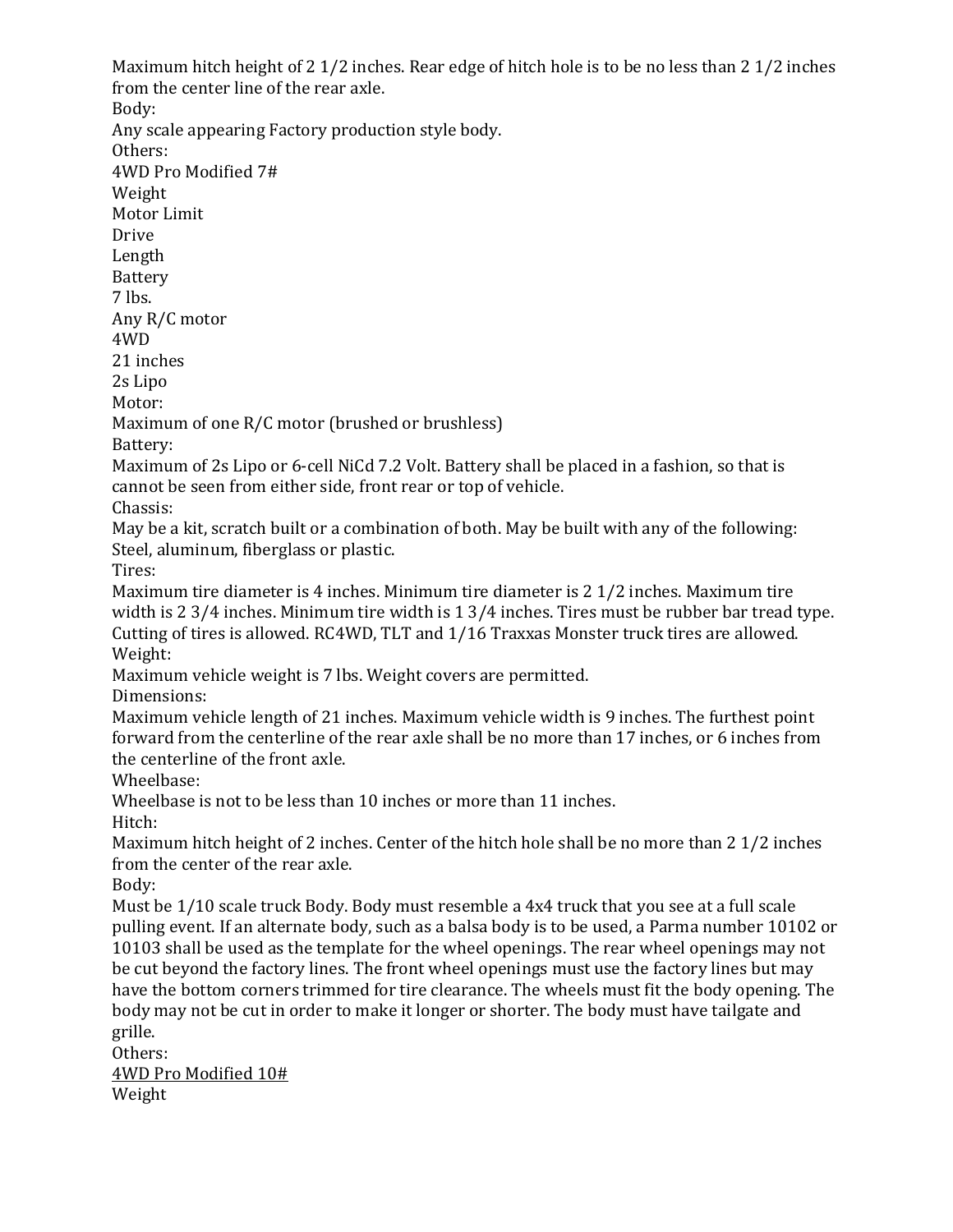Maximum hitch height of 2 1/2 inches. Rear edge of hitch hole is to be no less than 2 1/2 inches from the center line of the rear axle.

Body:

Any scale appearing Factory production style body.

Others:

4WD Pro Modified 7#

| Weight | Motor Limit | Drive | Length | Battery |
| --- | --- | --- | --- | --- |
| 7 lbs. | Any R/C motor | 4WD | 21 inches | 2s Lipo |

Motor:

Maximum of one R/C motor (brushed or brushless)

Battery:

Maximum of 2s Lipo or 6-cell NiCd 7.2 Volt. Battery shall be placed in a fashion, so that is cannot be seen from either side, front rear or top of vehicle.

Chassis:

May be a kit, scratch built or a combination of both. May be built with any of the following: Steel, aluminum, fiberglass or plastic.

Tires:

Maximum tire diameter is 4 inches. Minimum tire diameter is 2 1/2 inches. Maximum tire width is 2 3/4 inches. Minimum tire width is 1 3/4 inches. Tires must be rubber bar tread type. Cutting of tires is allowed. RC4WD, TLT and 1/16 Traxxas Monster truck tires are allowed.

Weight:

Maximum vehicle weight is 7 lbs. Weight covers are permitted.

Dimensions:

Maximum vehicle length of 21 inches. Maximum vehicle width is 9 inches. The furthest point forward from the centerline of the rear axle shall be no more than 17 inches, or 6 inches from the centerline of the front axle.

Wheelbase:

Wheelbase is not to be less than 10 inches or more than 11 inches.

Hitch:

Maximum hitch height of 2 inches. Center of the hitch hole shall be no more than 2 1/2 inches from the center of the rear axle.

Body:

Must be 1/10 scale truck Body. Body must resemble a 4x4 truck that you see at a full scale pulling event. If an alternate body, such as a balsa body is to be used, a Parma number 10102 or 10103 shall be used as the template for the wheel openings. The rear wheel openings may not be cut beyond the factory lines. The front wheel openings must use the factory lines but may have the bottom corners trimmed for tire clearance. The wheels must fit the body opening. The body may not be cut in order to make it longer or shorter. The body must have tailgate and grille.

Others:

<u>4WD Pro Modified 10#</u>

Weight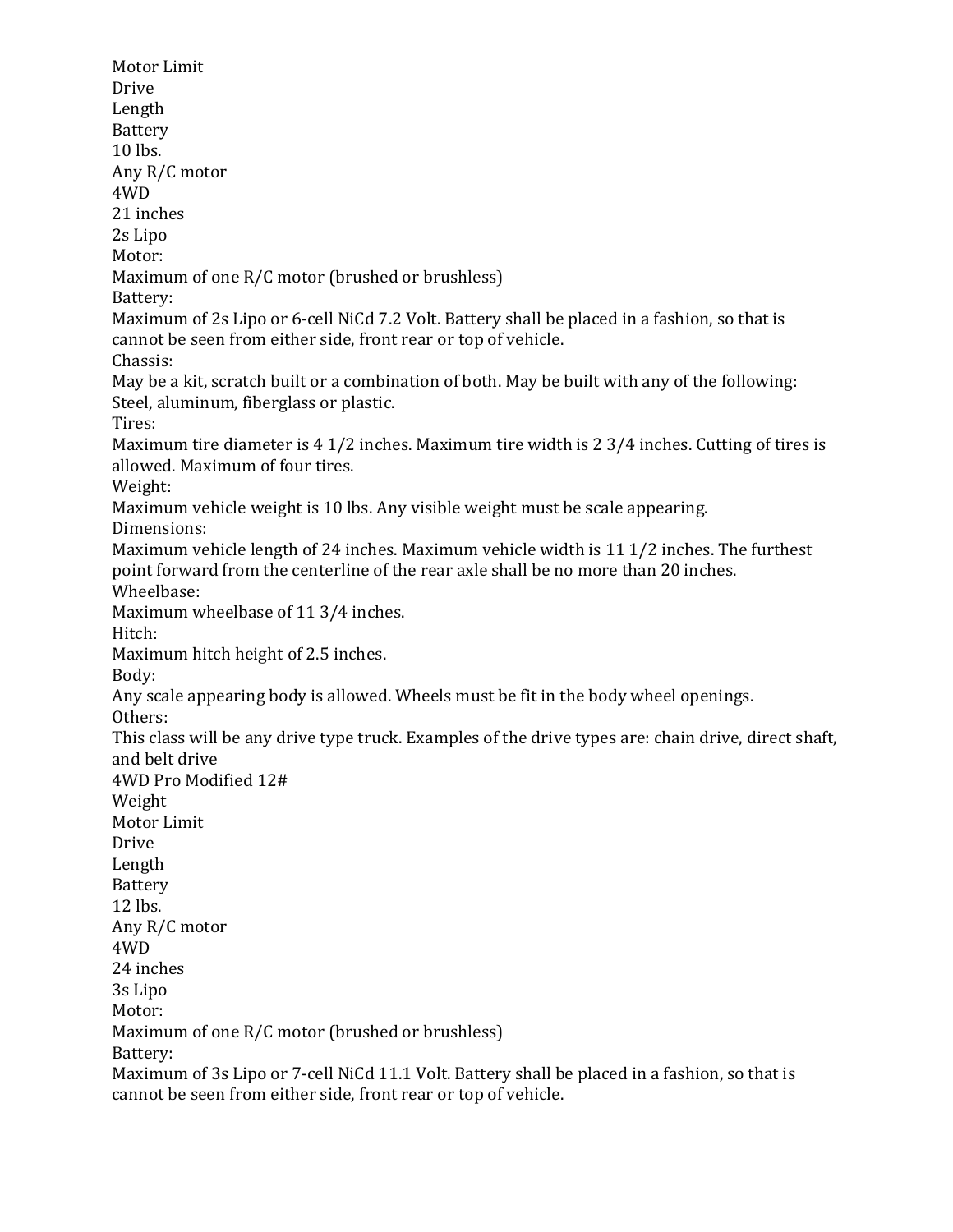| Motor Limit | Drive | Length | Battery |
|---|---|---|---|
| Any R/C motor | 4WD | 21 inches | 2s Lipo |

10 lbs.

**Motor:**
Maximum of one R/C motor (brushed or brushless)

**Battery:**
Maximum of 2s Lipo or 6-cell NiCd 7.2 Volt. Battery shall be placed in a fashion, so that is cannot be seen from either side, front rear or top of vehicle.

**Chassis:**
May be a kit, scratch built or a combination of both. May be built with any of the following: Steel, aluminum, fiberglass or plastic.

**Tires:**
Maximum tire diameter is 4 1/2 inches. Maximum tire width is 2 3/4 inches. Cutting of tires is allowed. Maximum of four tires.

**Weight:**
Maximum vehicle weight is 10 lbs. Any visible weight must be scale appearing.

**Dimensions:**
Maximum vehicle length of 24 inches. Maximum vehicle width is 11 1/2 inches. The furthest point forward from the centerline of the rear axle shall be no more than 20 inches.

**Wheelbase:**
Maximum wheelbase of 11 3/4 inches.

**Hitch:**
Maximum hitch height of 2.5 inches.

**Body:**
Any scale appearing body is allowed. Wheels must be fit in the body wheel openings.

**Others:**
This class will be any drive type truck. Examples of the drive types are: chain drive, direct shaft, and belt drive

## 4WD Pro Modified 12#

| Weight | Motor Limit | Drive | Length | Battery |
|---|---|---|---|---|
| 12 lbs. | Any R/C motor | 4WD | 24 inches | 3s Lipo |

**Motor:**
Maximum of one R/C motor (brushed or brushless)

**Battery:**
Maximum of 3s Lipo or 7-cell NiCd 11.1 Volt. Battery shall be placed in a fashion, so that is cannot be seen from either side, front rear or top of vehicle.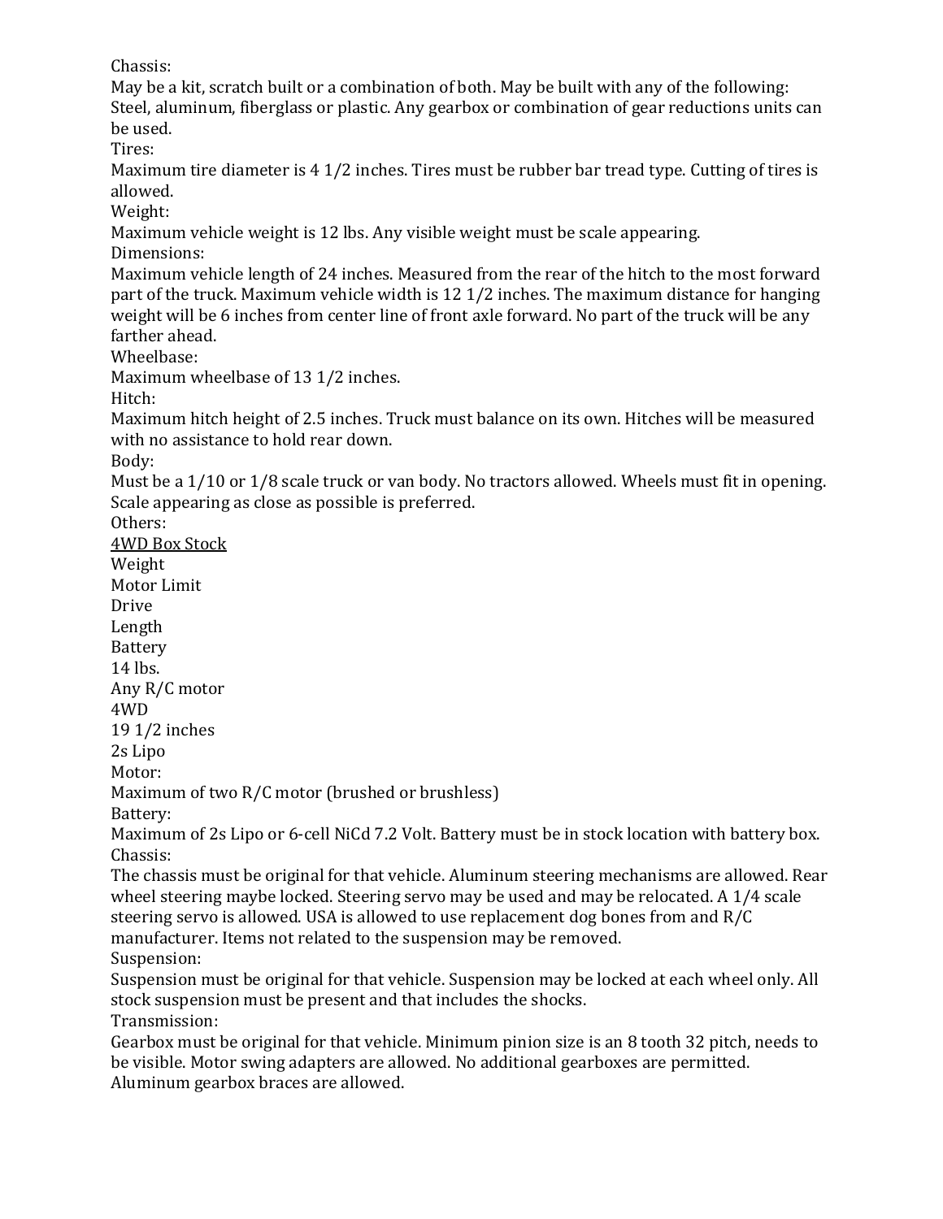Chassis:
May be a kit, scratch built or a combination of both. May be built with any of the following: Steel, aluminum, fiberglass or plastic. Any gearbox or combination of gear reductions units can be used.

Tires:
Maximum tire diameter is 4 1/2 inches. Tires must be rubber bar tread type. Cutting of tires is allowed.

Weight:
Maximum vehicle weight is 12 lbs. Any visible weight must be scale appearing.

Dimensions:
Maximum vehicle length of 24 inches. Measured from the rear of the hitch to the most forward part of the truck. Maximum vehicle width is 12 1/2 inches. The maximum distance for hanging weight will be 6 inches from center line of front axle forward. No part of the truck will be any farther ahead.

Wheelbase:
Maximum wheelbase of 13 1/2 inches.

Hitch:
Maximum hitch height of 2.5 inches. Truck must balance on its own. Hitches will be measured with no assistance to hold rear down.

Body:
Must be a 1/10 or 1/8 scale truck or van body. No tractors allowed. Wheels must fit in opening. Scale appearing as close as possible is preferred.

Others:

<u>4WD Box Stock</u>

| Weight | Motor Limit | Drive | Length | Battery |
|---|---|---|---|---|
| 14 lbs. | Any R/C motor | 4WD | 19 1/2 inches | 2s Lipo |

Motor:
Maximum of two R/C motor (brushed or brushless)

Battery:
Maximum of 2s Lipo or 6-cell NiCd 7.2 Volt. Battery must be in stock location with battery box.

Chassis:
The chassis must be original for that vehicle. Aluminum steering mechanisms are allowed. Rear wheel steering maybe locked. Steering servo may be used and may be relocated. A 1/4 scale steering servo is allowed. USA is allowed to use replacement dog bones from and R/C manufacturer. Items not related to the suspension may be removed.

Suspension:
Suspension must be original for that vehicle. Suspension may be locked at each wheel only. All stock suspension must be present and that includes the shocks.

Transmission:
Gearbox must be original for that vehicle. Minimum pinion size is an 8 tooth 32 pitch, needs to be visible. Motor swing adapters are allowed. No additional gearboxes are permitted. Aluminum gearbox braces are allowed.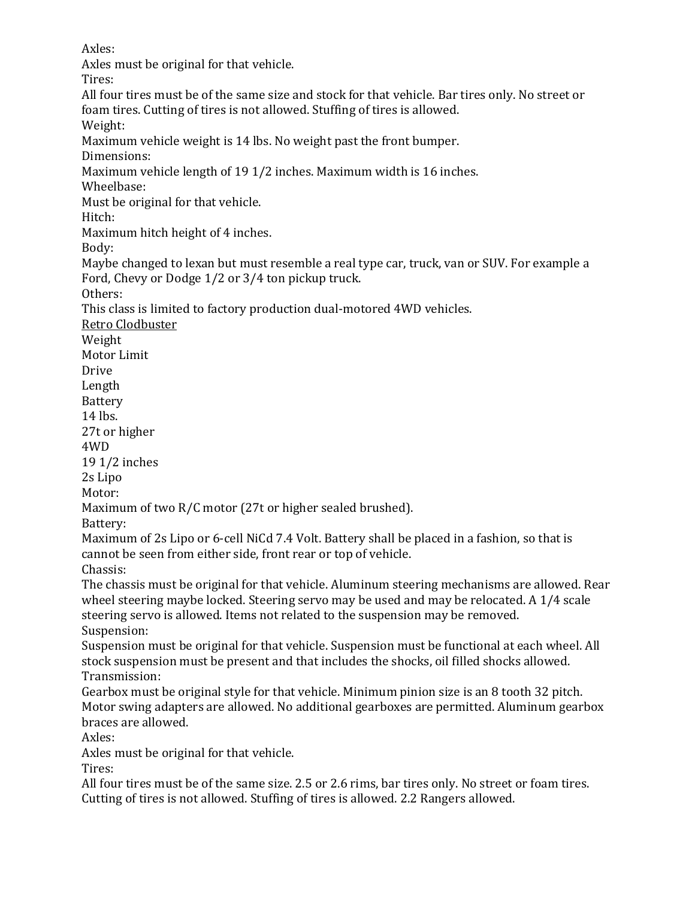Axles:

Axles must be original for that vehicle.

Tires:

All four tires must be of the same size and stock for that vehicle. Bar tires only. No street or foam tires. Cutting of tires is not allowed. Stuffing of tires is allowed.

Weight:

Maximum vehicle weight is 14 lbs. No weight past the front bumper.

Dimensions:

Maximum vehicle length of 19 1/2 inches. Maximum width is 16 inches.

Wheelbase:

Must be original for that vehicle.

Hitch:

Maximum hitch height of 4 inches.

Body:

Maybe changed to lexan but must resemble a real type car, truck, van or SUV. For example a Ford, Chevy or Dodge 1/2 or 3/4 ton pickup truck.

Others:

This class is limited to factory production dual-motored 4WD vehicles.

<u>Retro Clodbuster</u>

| Weight | Motor Limit | Drive | Length | Battery |
|---|---|---|---|---|
| 14 lbs. | 27t or higher | 4WD | 19 1/2 inches | 2s Lipo |

Motor:

Maximum of two R/C motor (27t or higher sealed brushed).

Battery:

Maximum of 2s Lipo or 6-cell NiCd 7.4 Volt. Battery shall be placed in a fashion, so that is cannot be seen from either side, front rear or top of vehicle.

Chassis:

The chassis must be original for that vehicle. Aluminum steering mechanisms are allowed. Rear wheel steering maybe locked. Steering servo may be used and may be relocated. A 1/4 scale steering servo is allowed. Items not related to the suspension may be removed.

Suspension:

Suspension must be original for that vehicle. Suspension must be functional at each wheel. All stock suspension must be present and that includes the shocks, oil filled shocks allowed.

Transmission:

Gearbox must be original style for that vehicle. Minimum pinion size is an 8 tooth 32 pitch. Motor swing adapters are allowed. No additional gearboxes are permitted. Aluminum gearbox braces are allowed.

Axles:

Axles must be original for that vehicle.

Tires:

All four tires must be of the same size. 2.5 or 2.6 rims, bar tires only. No street or foam tires. Cutting of tires is not allowed. Stuffing of tires is allowed. 2.2 Rangers allowed.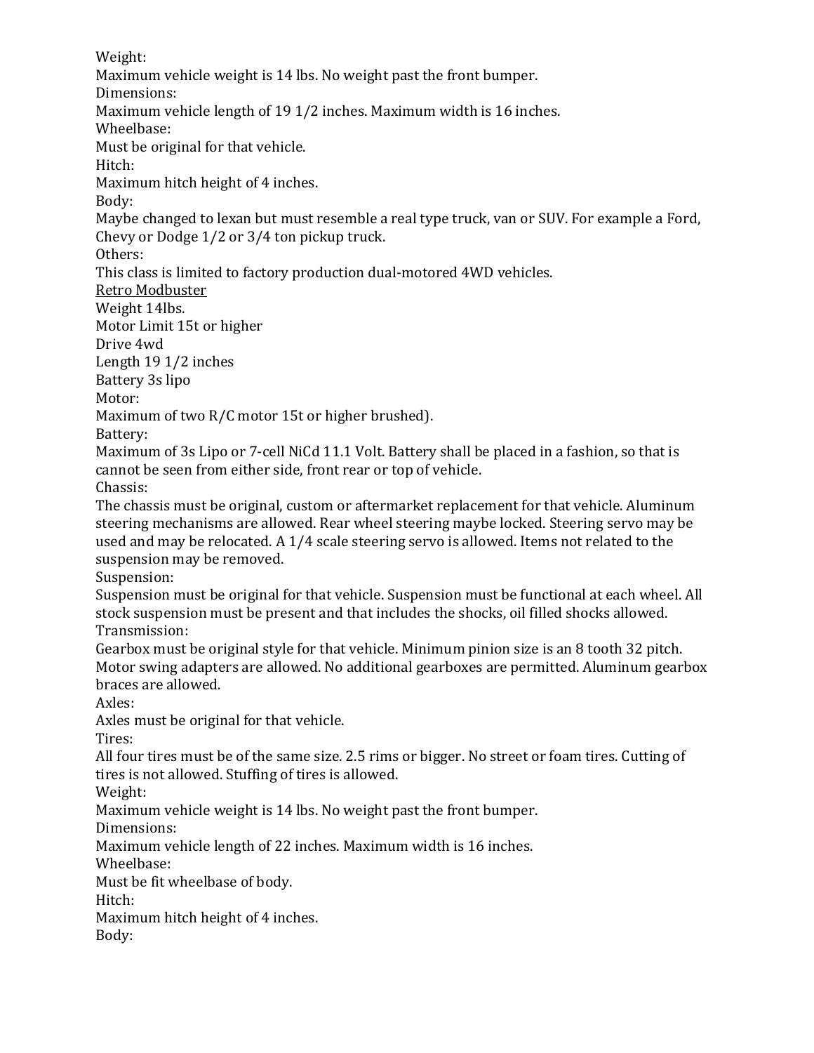Weight:
Maximum vehicle weight is 14 lbs. No weight past the front bumper.
Dimensions:
Maximum vehicle length of 19 1/2 inches. Maximum width is 16 inches.
Wheelbase:
Must be original for that vehicle.
Hitch:
Maximum hitch height of 4 inches.
Body:
Maybe changed to lexan but must resemble a real type truck, van or SUV. For example a Ford, Chevy or Dodge 1/2 or 3/4 ton pickup truck.
Others:
This class is limited to factory production dual-motored 4WD vehicles.

<u>Retro Modbuster</u>

Weight 14lbs.
Motor Limit 15t or higher
Drive 4wd
Length 19 1/2 inches
Battery 3s lipo
Motor:
Maximum of two R/C motor 15t or higher brushed).
Battery:
Maximum of 3s Lipo or 7-cell NiCd 11.1 Volt. Battery shall be placed in a fashion, so that is cannot be seen from either side, front rear or top of vehicle.
Chassis:
The chassis must be original, custom or aftermarket replacement for that vehicle. Aluminum steering mechanisms are allowed. Rear wheel steering maybe locked. Steering servo may be used and may be relocated. A 1/4 scale steering servo is allowed. Items not related to the suspension may be removed.
Suspension:
Suspension must be original for that vehicle. Suspension must be functional at each wheel. All stock suspension must be present and that includes the shocks, oil filled shocks allowed.
Transmission:
Gearbox must be original style for that vehicle. Minimum pinion size is an 8 tooth 32 pitch. Motor swing adapters are allowed. No additional gearboxes are permitted. Aluminum gearbox braces are allowed.
Axles:
Axles must be original for that vehicle.
Tires:
All four tires must be of the same size. 2.5 rims or bigger. No street or foam tires. Cutting of tires is not allowed. Stuffing of tires is allowed.
Weight:
Maximum vehicle weight is 14 lbs. No weight past the front bumper.
Dimensions:
Maximum vehicle length of 22 inches. Maximum width is 16 inches.
Wheelbase:
Must be fit wheelbase of body.
Hitch:
Maximum hitch height of 4 inches.
Body: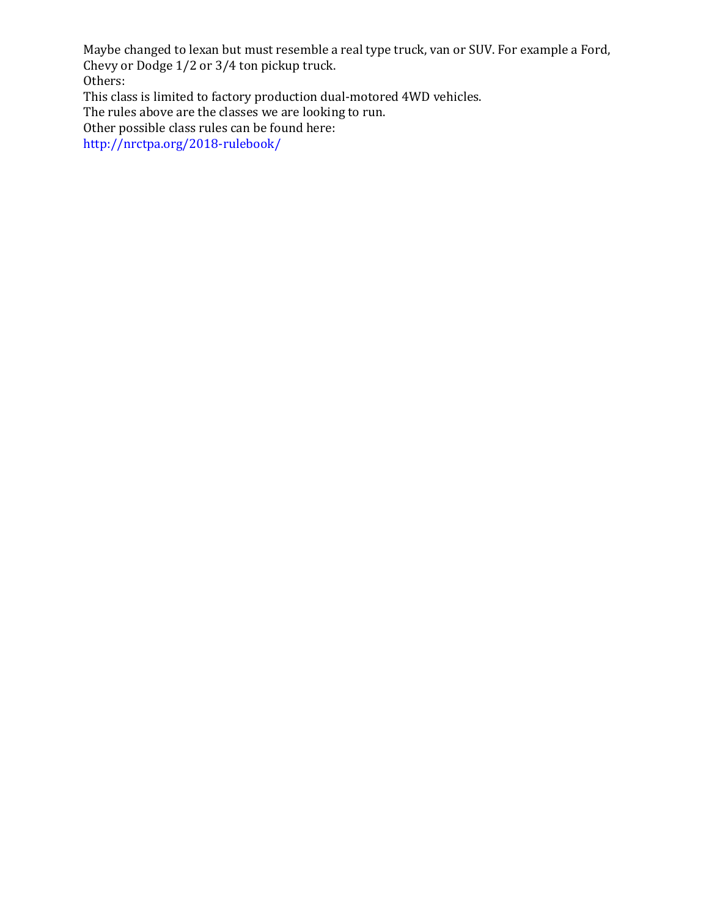Maybe changed to lexan but must resemble a real type truck, van or SUV. For example a Ford, Chevy or Dodge 1/2 or 3/4 ton pickup truck.

Others:

This class is limited to factory production dual-motored 4WD vehicles.

The rules above are the classes we are looking to run.

Other possible class rules can be found here:

http://nrctpa.org/2018-rulebook/